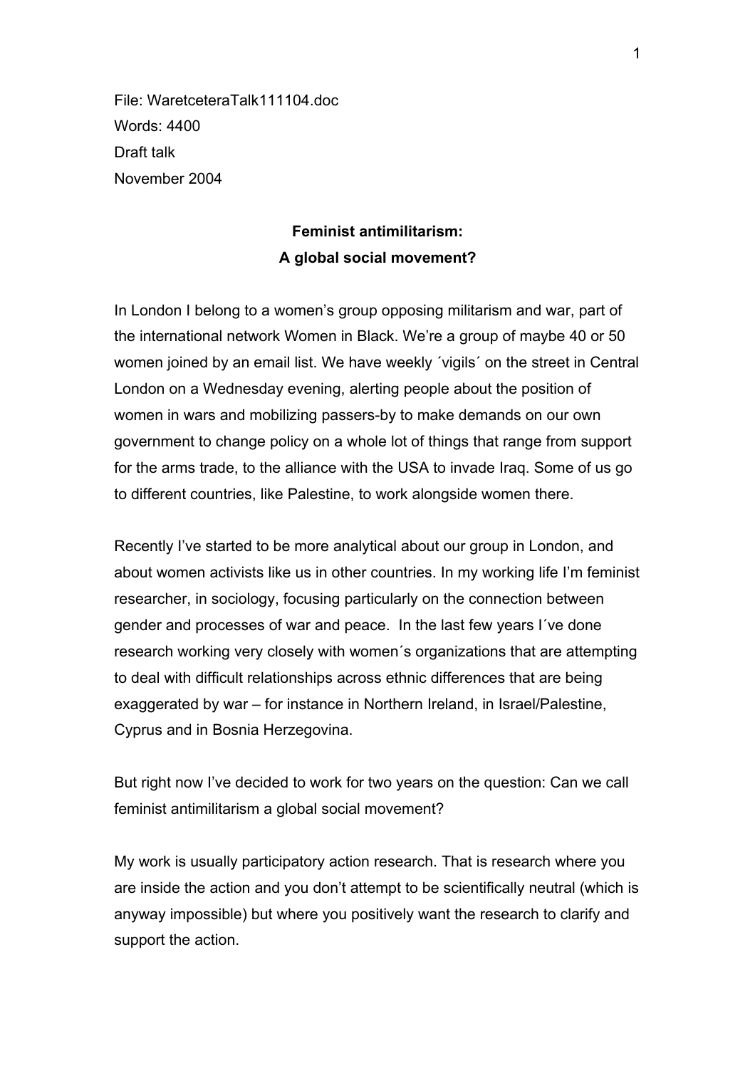File: WaretceteraTalk111104.doc
Words: 4400
Draft talk
November 2004

# Feminist antimilitarism:
# A global social movement?

In London I belong to a women's group opposing militarism and war, part of the international network Women in Black. We're a group of maybe 40 or 50 women joined by an email list. We have weekly ´vigils´ on the street in Central London on a Wednesday evening, alerting people about the position of women in wars and mobilizing passers-by to make demands on our own government to change policy on a whole lot of things that range from support for the arms trade, to the alliance with the USA to invade Iraq. Some of us go to different countries, like Palestine, to work alongside women there.

Recently I've started to be more analytical about our group in London, and about women activists like us in other countries. In my working life I'm feminist researcher, in sociology, focusing particularly on the connection between gender and processes of war and peace. In the last few years I´ve done research working very closely with women´s organizations that are attempting to deal with difficult relationships across ethnic differences that are being exaggerated by war – for instance in Northern Ireland, in Israel/Palestine, Cyprus and in Bosnia Herzegovina.

But right now I've decided to work for two years on the question: Can we call feminist antimilitarism a global social movement?

My work is usually participatory action research. That is research where you are inside the action and you don't attempt to be scientifically neutral (which is anyway impossible) but where you positively want the research to clarify and support the action.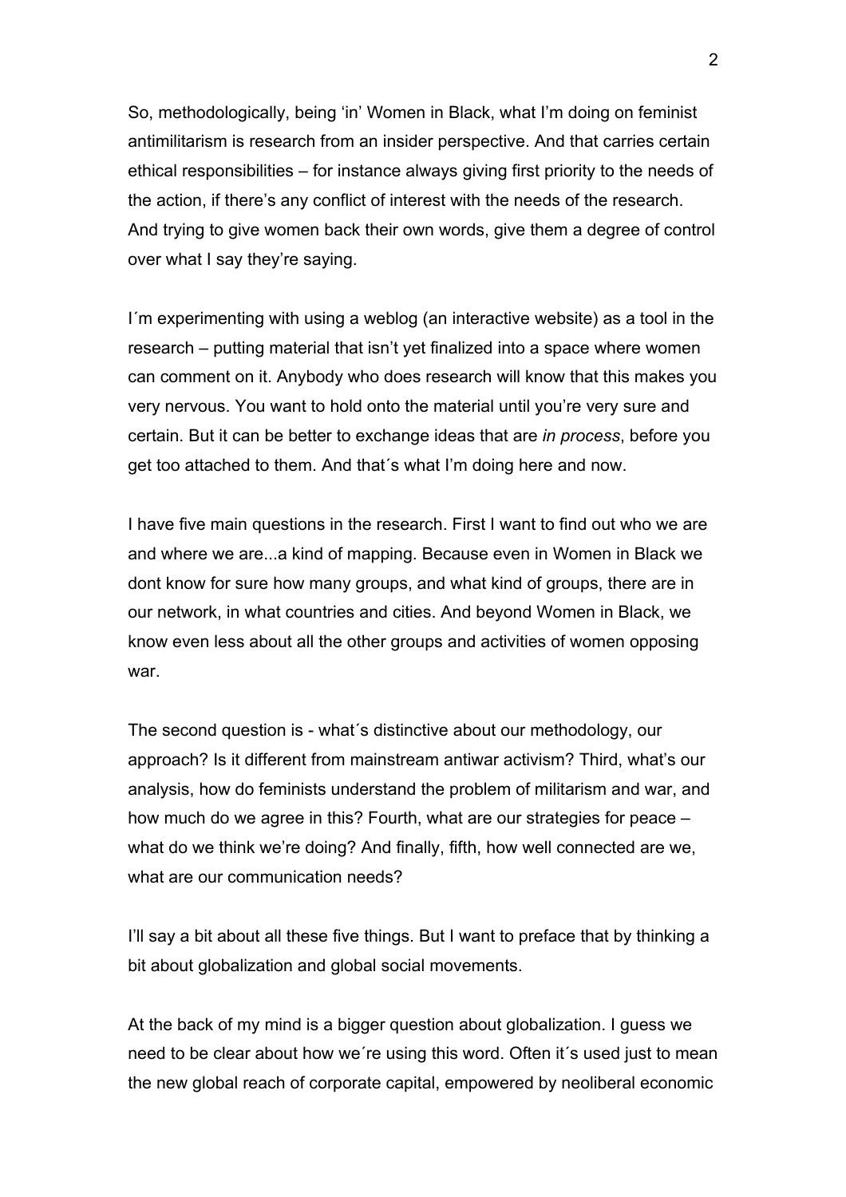So, methodologically, being 'in' Women in Black, what I'm doing on feminist antimilitarism is research from an insider perspective. And that carries certain ethical responsibilities – for instance always giving first priority to the needs of the action, if there's any conflict of interest with the needs of the research. And trying to give women back their own words, give them a degree of control over what I say they're saying.

I´m experimenting with using a weblog (an interactive website) as a tool in the research – putting material that isn't yet finalized into a space where women can comment on it. Anybody who does research will know that this makes you very nervous. You want to hold onto the material until you're very sure and certain. But it can be better to exchange ideas that are *in process*, before you get too attached to them. And that´s what I'm doing here and now.

I have five main questions in the research. First I want to find out who we are and where we are...a kind of mapping. Because even in Women in Black we dont know for sure how many groups, and what kind of groups, there are in our network, in what countries and cities. And beyond Women in Black, we know even less about all the other groups and activities of women opposing war.

The second question is - what´s distinctive about our methodology, our approach? Is it different from mainstream antiwar activism? Third, what's our analysis, how do feminists understand the problem of militarism and war, and how much do we agree in this? Fourth, what are our strategies for peace – what do we think we're doing? And finally, fifth, how well connected are we, what are our communication needs?

I'll say a bit about all these five things. But I want to preface that by thinking a bit about globalization and global social movements.

At the back of my mind is a bigger question about globalization. I guess we need to be clear about how we´re using this word. Often it´s used just to mean the new global reach of corporate capital, empowered by neoliberal economic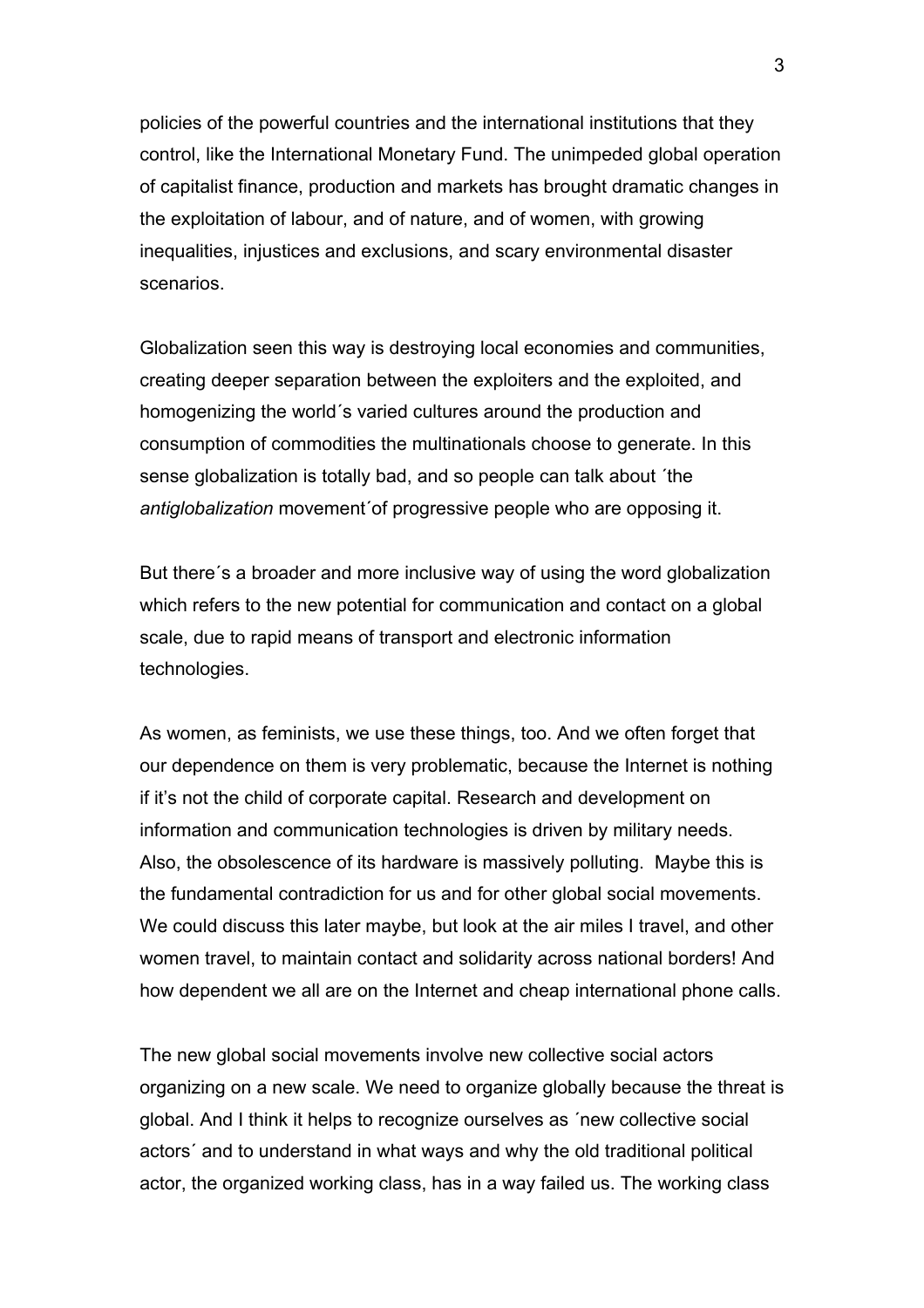policies of the powerful countries and the international institutions that they control, like the International Monetary Fund. The unimpeded global operation of capitalist finance, production and markets has brought dramatic changes in the exploitation of labour, and of nature, and of women, with growing inequalities, injustices and exclusions, and scary environmental disaster scenarios.

Globalization seen this way is destroying local economies and communities, creating deeper separation between the exploiters and the exploited, and homogenizing the world´s varied cultures around the production and consumption of commodities the multinationals choose to generate. In this sense globalization is totally bad, and so people can talk about ´the *antiglobalization* movement´of progressive people who are opposing it.

But there´s a broader and more inclusive way of using the word globalization which refers to the new potential for communication and contact on a global scale, due to rapid means of transport and electronic information technologies.

As women, as feminists, we use these things, too. And we often forget that our dependence on them is very problematic, because the Internet is nothing if it's not the child of corporate capital. Research and development on information and communication technologies is driven by military needs. Also, the obsolescence of its hardware is massively polluting. Maybe this is the fundamental contradiction for us and for other global social movements. We could discuss this later maybe, but look at the air miles I travel, and other women travel, to maintain contact and solidarity across national borders! And how dependent we all are on the Internet and cheap international phone calls.

The new global social movements involve new collective social actors organizing on a new scale. We need to organize globally because the threat is global. And I think it helps to recognize ourselves as ´new collective social actors´ and to understand in what ways and why the old traditional political actor, the organized working class, has in a way failed us. The working class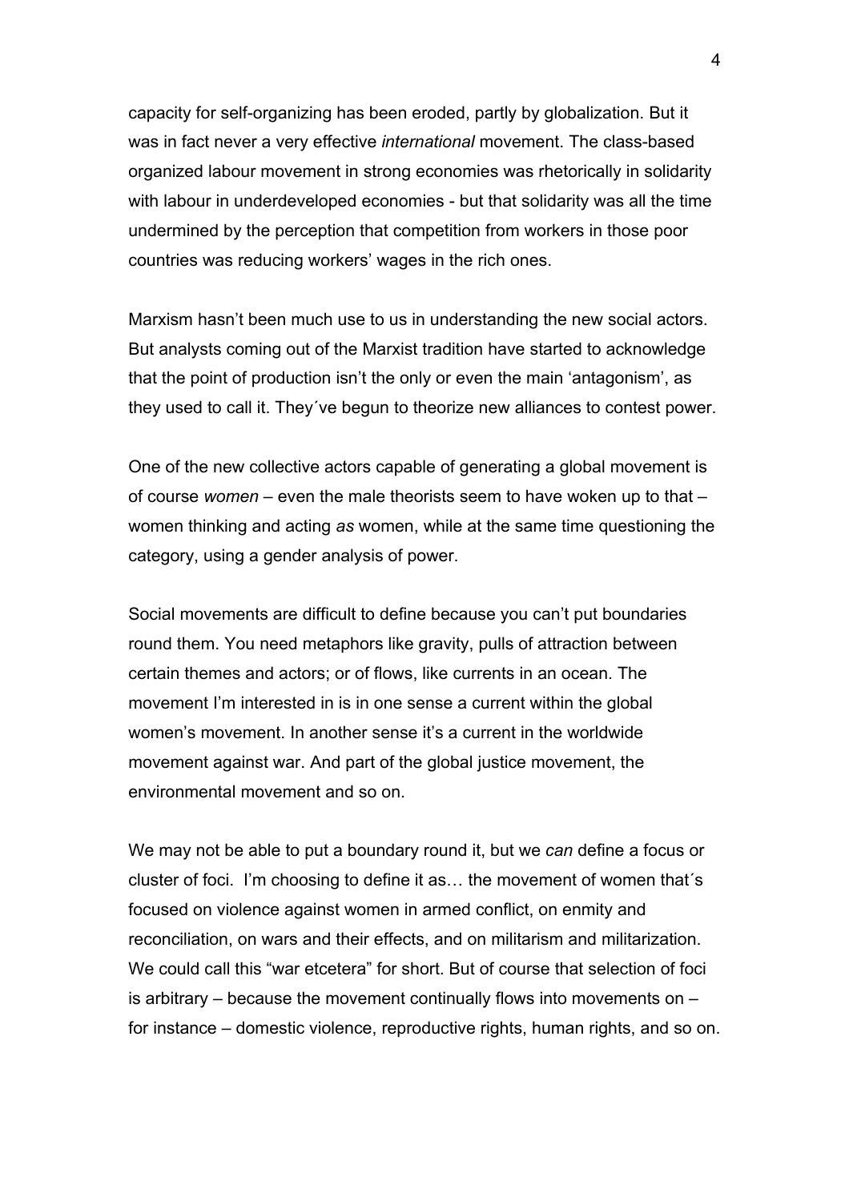capacity for self-organizing has been eroded, partly by globalization. But it was in fact never a very effective *international* movement. The class-based organized labour movement in strong economies was rhetorically in solidarity with labour in underdeveloped economies - but that solidarity was all the time undermined by the perception that competition from workers in those poor countries was reducing workers' wages in the rich ones.

Marxism hasn't been much use to us in understanding the new social actors. But analysts coming out of the Marxist tradition have started to acknowledge that the point of production isn't the only or even the main 'antagonism', as they used to call it. They´ve begun to theorize new alliances to contest power.

One of the new collective actors capable of generating a global movement is of course *women* – even the male theorists seem to have woken up to that – women thinking and acting *as* women, while at the same time questioning the category, using a gender analysis of power.

Social movements are difficult to define because you can't put boundaries round them. You need metaphors like gravity, pulls of attraction between certain themes and actors; or of flows, like currents in an ocean. The movement I'm interested in is in one sense a current within the global women's movement. In another sense it's a current in the worldwide movement against war. And part of the global justice movement, the environmental movement and so on.

We may not be able to put a boundary round it, but we *can* define a focus or cluster of foci. I'm choosing to define it as… the movement of women that´s focused on violence against women in armed conflict, on enmity and reconciliation, on wars and their effects, and on militarism and militarization. We could call this "war etcetera" for short. But of course that selection of foci is arbitrary – because the movement continually flows into movements on – for instance – domestic violence, reproductive rights, human rights, and so on.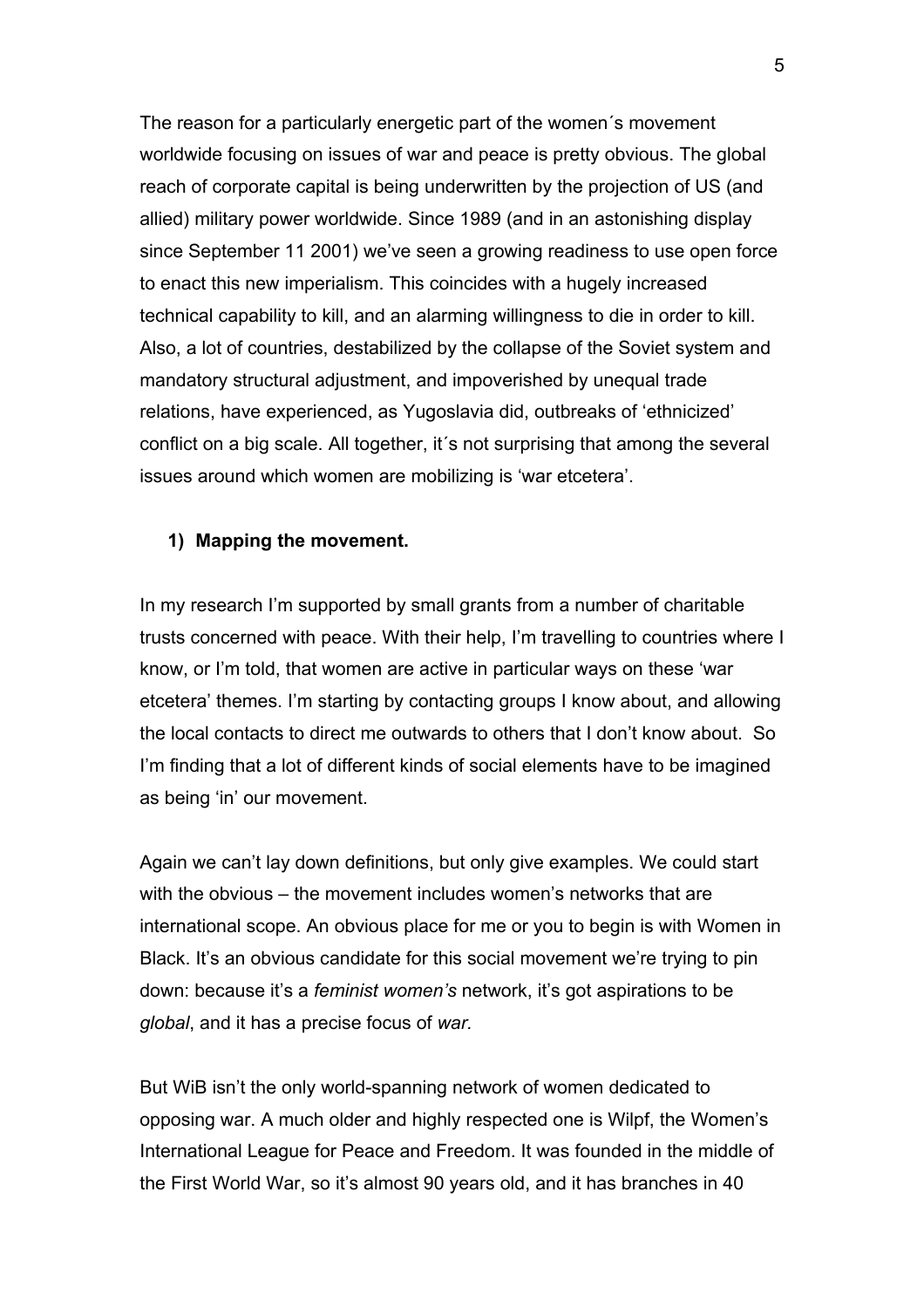The reason for a particularly energetic part of the women´s movement worldwide focusing on issues of war and peace is pretty obvious. The global reach of corporate capital is being underwritten by the projection of US (and allied) military power worldwide. Since 1989 (and in an astonishing display since September 11 2001) we've seen a growing readiness to use open force to enact this new imperialism. This coincides with a hugely increased technical capability to kill, and an alarming willingness to die in order to kill. Also, a lot of countries, destabilized by the collapse of the Soviet system and mandatory structural adjustment, and impoverished by unequal trade relations, have experienced, as Yugoslavia did, outbreaks of 'ethnicized' conflict on a big scale. All together, it´s not surprising that among the several issues around which women are mobilizing is 'war etcetera'.

**1) Mapping the movement.**

In my research I'm supported by small grants from a number of charitable trusts concerned with peace. With their help, I'm travelling to countries where I know, or I'm told, that women are active in particular ways on these 'war etcetera' themes. I'm starting by contacting groups I know about, and allowing the local contacts to direct me outwards to others that I don't know about. So I'm finding that a lot of different kinds of social elements have to be imagined as being 'in' our movement.

Again we can't lay down definitions, but only give examples. We could start with the obvious – the movement includes women's networks that are international scope. An obvious place for me or you to begin is with Women in Black. It's an obvious candidate for this social movement we're trying to pin down: because it's a *feminist women's* network, it's got aspirations to be *global*, and it has a precise focus of *war.*

But WiB isn't the only world-spanning network of women dedicated to opposing war. A much older and highly respected one is Wilpf, the Women's International League for Peace and Freedom. It was founded in the middle of the First World War, so it's almost 90 years old, and it has branches in 40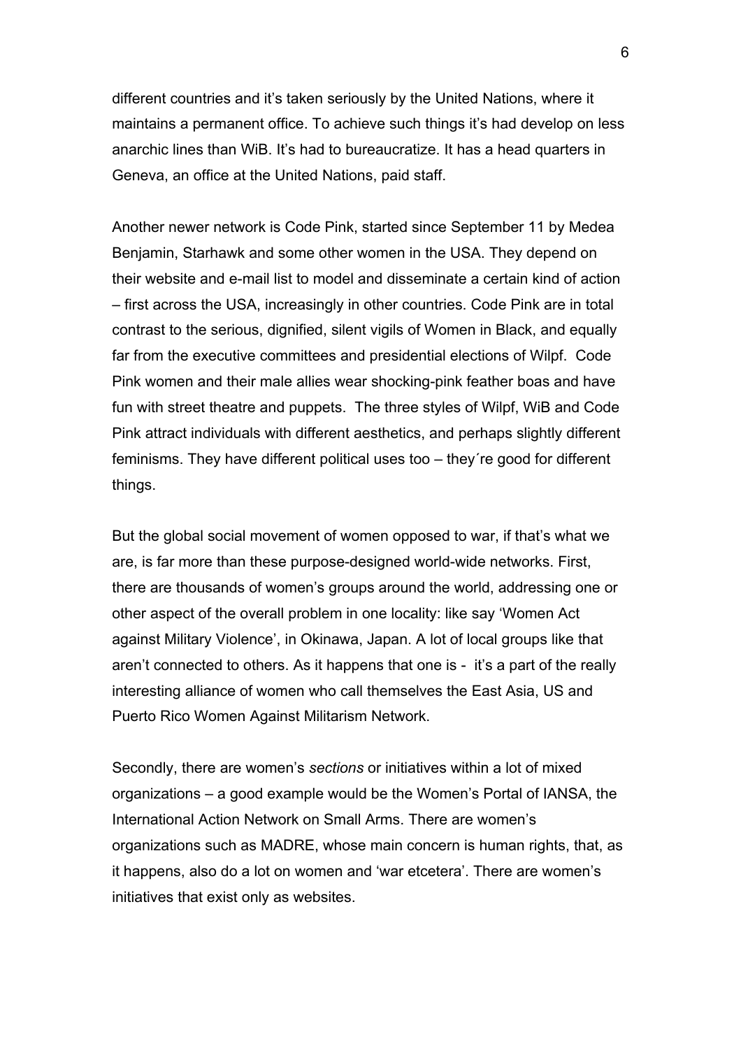different countries and it's taken seriously by the United Nations, where it maintains a permanent office. To achieve such things it's had develop on less anarchic lines than WiB. It's had to bureaucratize. It has a head quarters in Geneva, an office at the United Nations, paid staff.

Another newer network is Code Pink, started since September 11 by Medea Benjamin, Starhawk and some other women in the USA. They depend on their website and e-mail list to model and disseminate a certain kind of action – first across the USA, increasingly in other countries. Code Pink are in total contrast to the serious, dignified, silent vigils of Women in Black, and equally far from the executive committees and presidential elections of Wilpf. Code Pink women and their male allies wear shocking-pink feather boas and have fun with street theatre and puppets. The three styles of Wilpf, WiB and Code Pink attract individuals with different aesthetics, and perhaps slightly different feminisms. They have different political uses too – they´re good for different things.

But the global social movement of women opposed to war, if that's what we are, is far more than these purpose-designed world-wide networks. First, there are thousands of women's groups around the world, addressing one or other aspect of the overall problem in one locality: like say 'Women Act against Military Violence', in Okinawa, Japan. A lot of local groups like that aren't connected to others. As it happens that one is - it's a part of the really interesting alliance of women who call themselves the East Asia, US and Puerto Rico Women Against Militarism Network.

Secondly, there are women's *sections* or initiatives within a lot of mixed organizations – a good example would be the Women's Portal of IANSA, the International Action Network on Small Arms. There are women's organizations such as MADRE, whose main concern is human rights, that, as it happens, also do a lot on women and 'war etcetera'. There are women's initiatives that exist only as websites.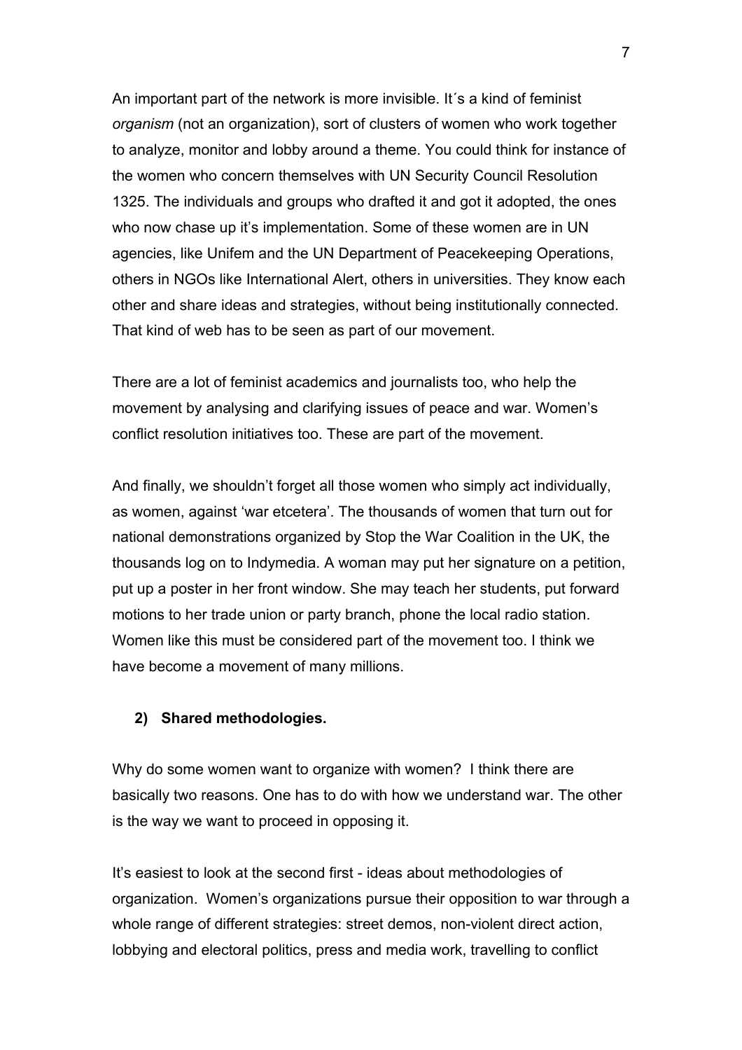An important part of the network is more invisible. It´s a kind of feminist *organism* (not an organization), sort of clusters of women who work together to analyze, monitor and lobby around a theme. You could think for instance of the women who concern themselves with UN Security Council Resolution 1325. The individuals and groups who drafted it and got it adopted, the ones who now chase up it's implementation. Some of these women are in UN agencies, like Unifem and the UN Department of Peacekeeping Operations, others in NGOs like International Alert, others in universities. They know each other and share ideas and strategies, without being institutionally connected. That kind of web has to be seen as part of our movement.

There are a lot of feminist academics and journalists too, who help the movement by analysing and clarifying issues of peace and war. Women's conflict resolution initiatives too. These are part of the movement.

And finally, we shouldn't forget all those women who simply act individually, as women, against 'war etcetera'. The thousands of women that turn out for national demonstrations organized by Stop the War Coalition in the UK, the thousands log on to Indymedia. A woman may put her signature on a petition, put up a poster in her front window. She may teach her students, put forward motions to her trade union or party branch, phone the local radio station. Women like this must be considered part of the movement too. I think we have become a movement of many millions.

**2) Shared methodologies.**

Why do some women want to organize with women? I think there are basically two reasons. One has to do with how we understand war. The other is the way we want to proceed in opposing it.

It's easiest to look at the second first - ideas about methodologies of organization. Women's organizations pursue their opposition to war through a whole range of different strategies: street demos, non-violent direct action, lobbying and electoral politics, press and media work, travelling to conflict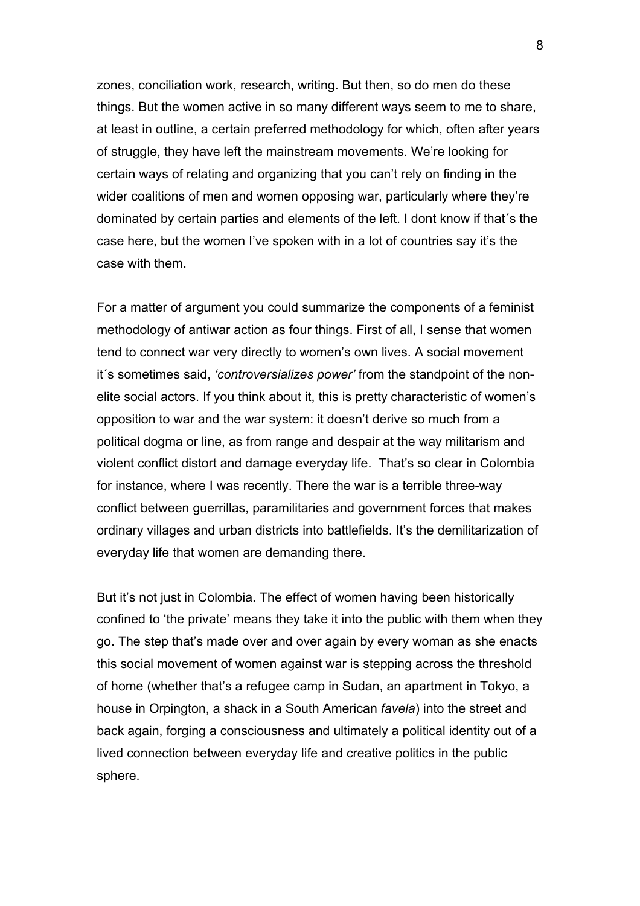zones, conciliation work, research, writing. But then, so do men do these things. But the women active in so many different ways seem to me to share, at least in outline, a certain preferred methodology for which, often after years of struggle, they have left the mainstream movements. We're looking for certain ways of relating and organizing that you can't rely on finding in the wider coalitions of men and women opposing war, particularly where they're dominated by certain parties and elements of the left. I dont know if that´s the case here, but the women I've spoken with in a lot of countries say it's the case with them.

For a matter of argument you could summarize the components of a feminist methodology of antiwar action as four things. First of all, I sense that women tend to connect war very directly to women's own lives. A social movement it´s sometimes said, *'controversializes power'* from the standpoint of the non-elite social actors. If you think about it, this is pretty characteristic of women's opposition to war and the war system: it doesn't derive so much from a political dogma or line, as from range and despair at the way militarism and violent conflict distort and damage everyday life. That's so clear in Colombia for instance, where I was recently. There the war is a terrible three-way conflict between guerrillas, paramilitaries and government forces that makes ordinary villages and urban districts into battlefields. It's the demilitarization of everyday life that women are demanding there.

But it's not just in Colombia. The effect of women having been historically confined to 'the private' means they take it into the public with them when they go. The step that's made over and over again by every woman as she enacts this social movement of women against war is stepping across the threshold of home (whether that's a refugee camp in Sudan, an apartment in Tokyo, a house in Orpington, a shack in a South American *favela*) into the street and back again, forging a consciousness and ultimately a political identity out of a lived connection between everyday life and creative politics in the public sphere.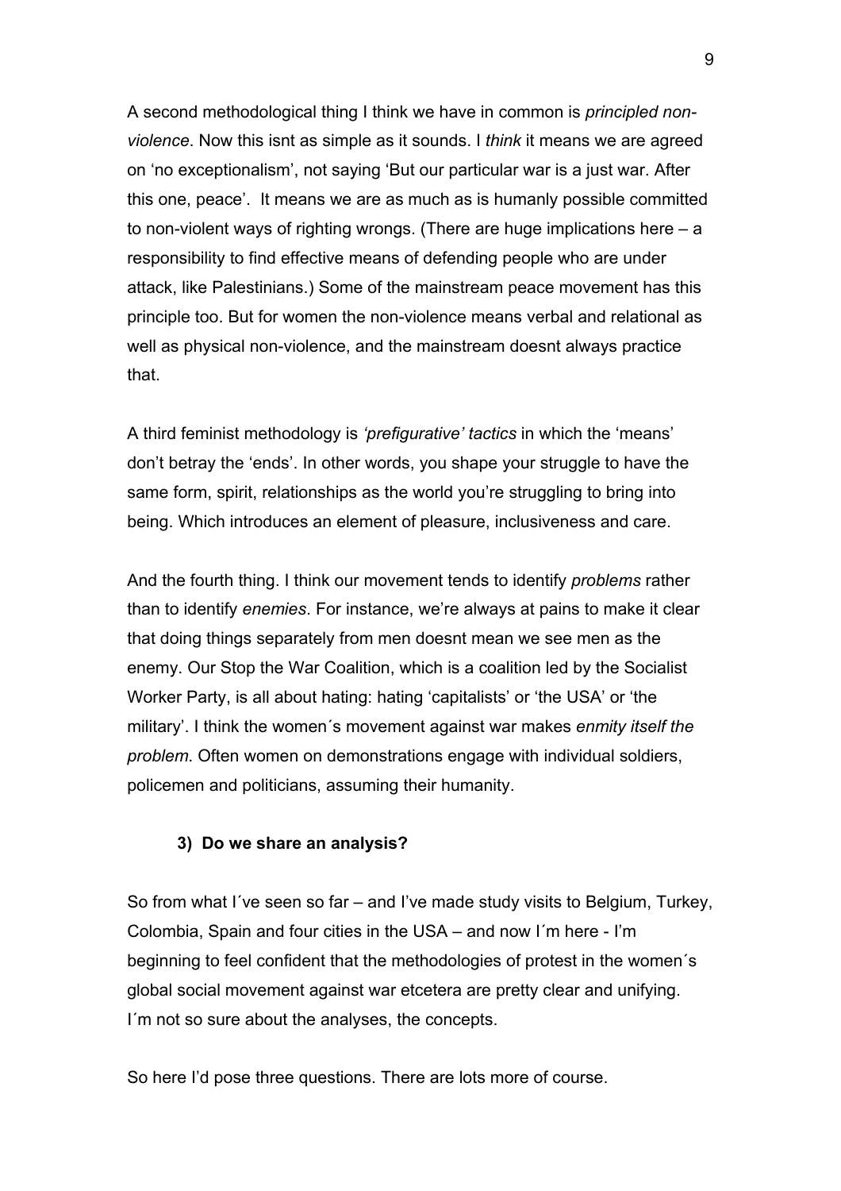A second methodological thing I think we have in common is *principled non-violence*. Now this isnt as simple as it sounds. I *think* it means we are agreed on 'no exceptionalism', not saying 'But our particular war is a just war. After this one, peace'. It means we are as much as is humanly possible committed to non-violent ways of righting wrongs. (There are huge implications here – a responsibility to find effective means of defending people who are under attack, like Palestinians.) Some of the mainstream peace movement has this principle too. But for women the non-violence means verbal and relational as well as physical non-violence, and the mainstream doesnt always practice that.

A third feminist methodology is *'prefigurative' tactics* in which the 'means' don't betray the 'ends'. In other words, you shape your struggle to have the same form, spirit, relationships as the world you're struggling to bring into being. Which introduces an element of pleasure, inclusiveness and care.

And the fourth thing. I think our movement tends to identify *problems* rather than to identify *enemies*. For instance, we're always at pains to make it clear that doing things separately from men doesnt mean we see men as the enemy. Our Stop the War Coalition, which is a coalition led by the Socialist Worker Party, is all about hating: hating 'capitalists' or 'the USA' or 'the military'. I think the women´s movement against war makes *enmity itself the problem*. Often women on demonstrations engage with individual soldiers, policemen and politicians, assuming their humanity.

### 3) Do we share an analysis?

So from what I´ve seen so far – and I've made study visits to Belgium, Turkey, Colombia, Spain and four cities in the USA – and now I´m here - I'm beginning to feel confident that the methodologies of protest in the women´s global social movement against war etcetera are pretty clear and unifying. I´m not so sure about the analyses, the concepts.

So here I'd pose three questions. There are lots more of course.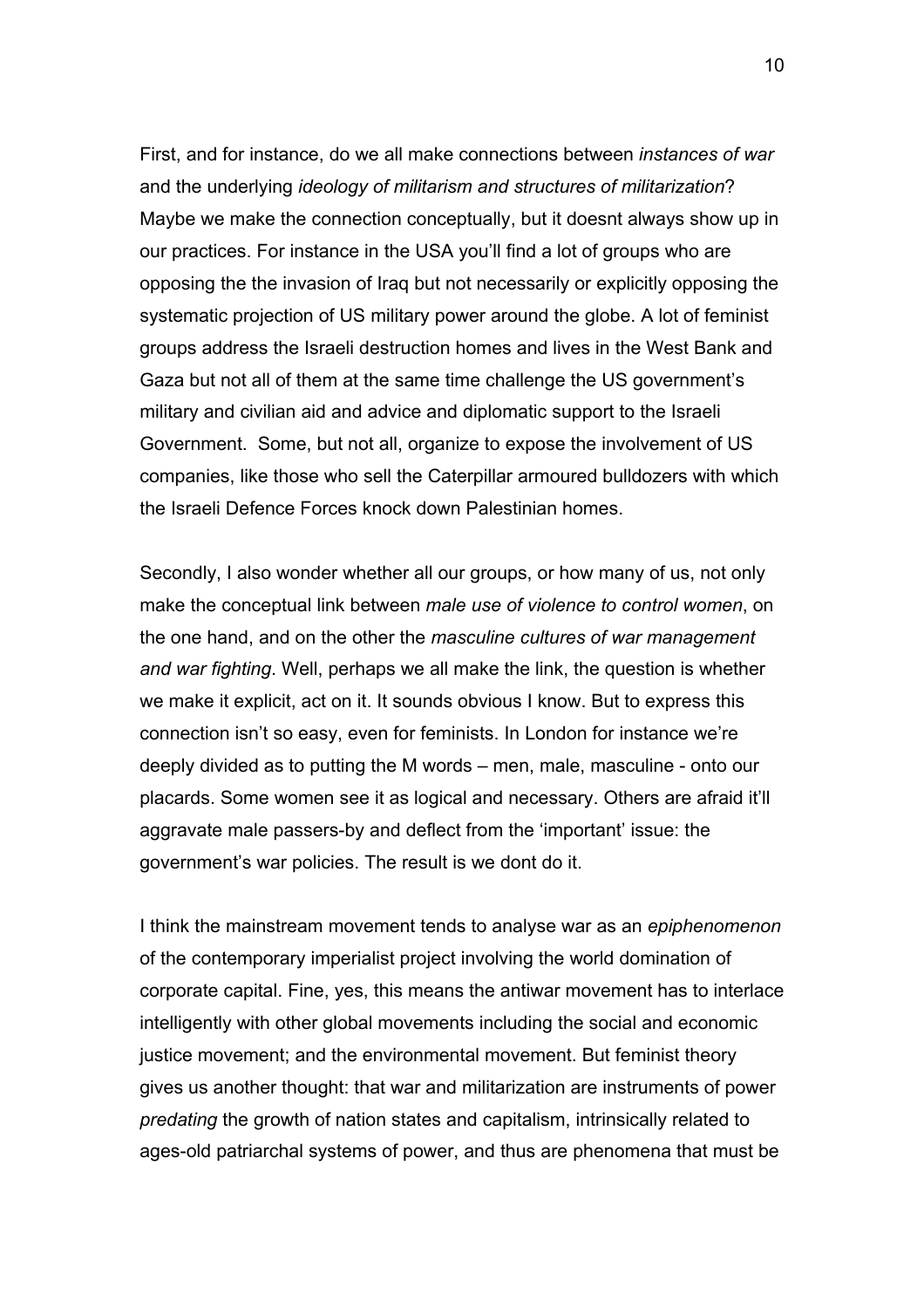First, and for instance, do we all make connections between *instances of war* and the underlying *ideology of militarism and structures of militarization*? Maybe we make the connection conceptually, but it doesnt always show up in our practices. For instance in the USA you'll find a lot of groups who are opposing the the invasion of Iraq but not necessarily or explicitly opposing the systematic projection of US military power around the globe. A lot of feminist groups address the Israeli destruction homes and lives in the West Bank and Gaza but not all of them at the same time challenge the US government's military and civilian aid and advice and diplomatic support to the Israeli Government. Some, but not all, organize to expose the involvement of US companies, like those who sell the Caterpillar armoured bulldozers with which the Israeli Defence Forces knock down Palestinian homes.

Secondly, I also wonder whether all our groups, or how many of us, not only make the conceptual link between *male use of violence to control women*, on the one hand, and on the other the *masculine cultures of war management and war fighting*. Well, perhaps we all make the link, the question is whether we make it explicit, act on it. It sounds obvious I know. But to express this connection isn't so easy, even for feminists. In London for instance we're deeply divided as to putting the M words – men, male, masculine - onto our placards. Some women see it as logical and necessary. Others are afraid it'll aggravate male passers-by and deflect from the 'important' issue: the government's war policies. The result is we dont do it.

I think the mainstream movement tends to analyse war as an *epiphenomenon* of the contemporary imperialist project involving the world domination of corporate capital. Fine, yes, this means the antiwar movement has to interlace intelligently with other global movements including the social and economic justice movement; and the environmental movement. But feminist theory gives us another thought: that war and militarization are instruments of power *predating* the growth of nation states and capitalism, intrinsically related to ages-old patriarchal systems of power, and thus are phenomena that must be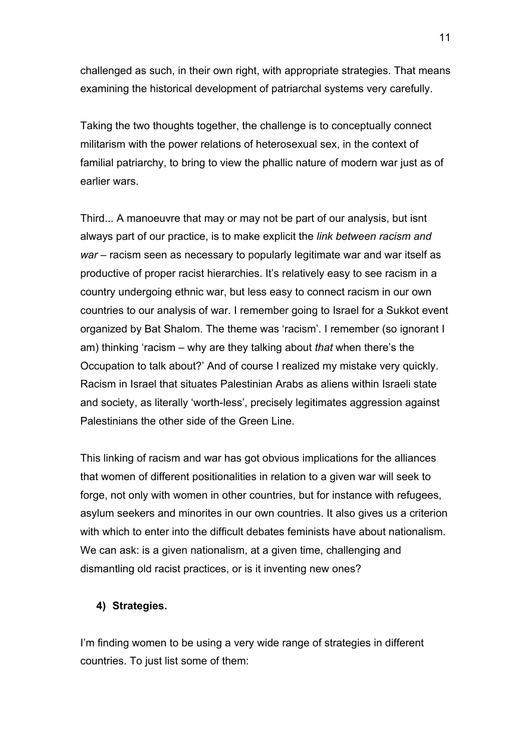challenged as such, in their own right, with appropriate strategies. That means examining the historical development of patriarchal systems very carefully.

Taking the two thoughts together, the challenge is to conceptually connect militarism with the power relations of heterosexual sex, in the context of familial patriarchy, to bring to view the phallic nature of modern war just as of earlier wars.

Third... A manoeuvre that may or may not be part of our analysis, but isnt always part of our practice, is to make explicit the *link between racism and war* – racism seen as necessary to popularly legitimate war and war itself as productive of proper racist hierarchies. It's relatively easy to see racism in a country undergoing ethnic war, but less easy to connect racism in our own countries to our analysis of war. I remember going to Israel for a Sukkot event organized by Bat Shalom. The theme was 'racism'. I remember (so ignorant I am) thinking 'racism – why are they talking about *that* when there's the Occupation to talk about?' And of course I realized my mistake very quickly. Racism in Israel that situates Palestinian Arabs as aliens within Israeli state and society, as literally 'worth-less', precisely legitimates aggression against Palestinians the other side of the Green Line.

This linking of racism and war has got obvious implications for the alliances that women of different positionalities in relation to a given war will seek to forge, not only with women in other countries, but for instance with refugees, asylum seekers and minorites in our own countries. It also gives us a criterion with which to enter into the difficult debates feminists have about nationalism. We can ask: is a given nationalism, at a given time, challenging and dismantling old racist practices, or is it inventing new ones?

### 4) Strategies.

I'm finding women to be using a very wide range of strategies in different countries. To just list some of them: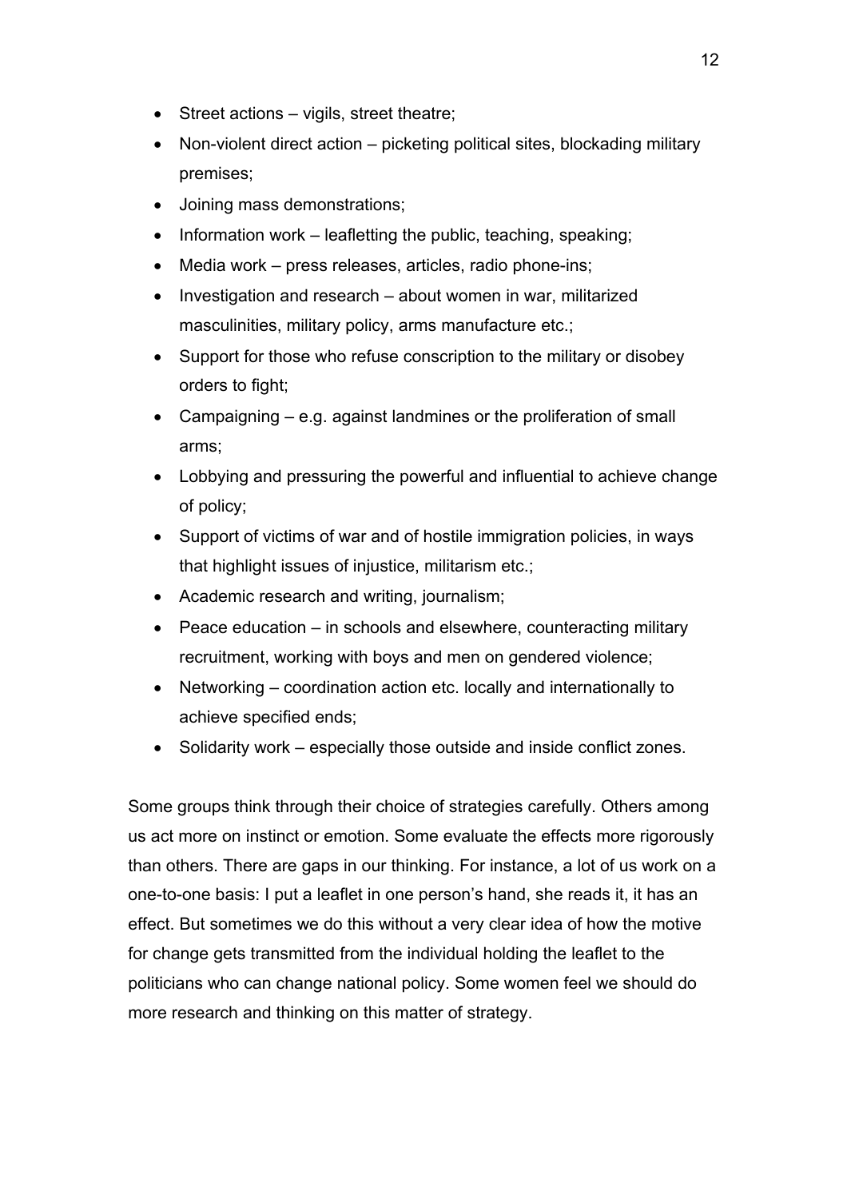- Street actions – vigils, street theatre;
- Non-violent direct action – picketing political sites, blockading military premises;
- Joining mass demonstrations;
- Information work – leafletting the public, teaching, speaking;
- Media work – press releases, articles, radio phone-ins;
- Investigation and research – about women in war, militarized masculinities, military policy, arms manufacture etc.;
- Support for those who refuse conscription to the military or disobey orders to fight;
- Campaigning – e.g. against landmines or the proliferation of small arms;
- Lobbying and pressuring the powerful and influential to achieve change of policy;
- Support of victims of war and of hostile immigration policies, in ways that highlight issues of injustice, militarism etc.;
- Academic research and writing, journalism;
- Peace education – in schools and elsewhere, counteracting military recruitment, working with boys and men on gendered violence;
- Networking – coordination action etc. locally and internationally to achieve specified ends;
- Solidarity work – especially those outside and inside conflict zones.

Some groups think through their choice of strategies carefully. Others among us act more on instinct or emotion. Some evaluate the effects more rigorously than others. There are gaps in our thinking. For instance, a lot of us work on a one-to-one basis: I put a leaflet in one person's hand, she reads it, it has an effect. But sometimes we do this without a very clear idea of how the motive for change gets transmitted from the individual holding the leaflet to the politicians who can change national policy. Some women feel we should do more research and thinking on this matter of strategy.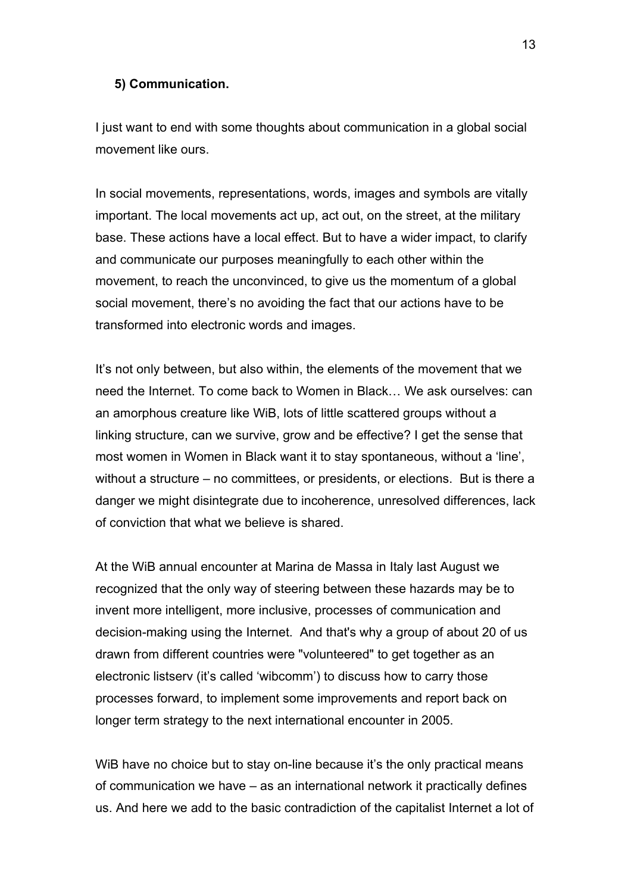### 5) Communication.

I just want to end with some thoughts about communication in a global social movement like ours.

In social movements, representations, words, images and symbols are vitally important. The local movements act up, act out, on the street, at the military base. These actions have a local effect. But to have a wider impact, to clarify and communicate our purposes meaningfully to each other within the movement, to reach the unconvinced, to give us the momentum of a global social movement, there's no avoiding the fact that our actions have to be transformed into electronic words and images.

It's not only between, but also within, the elements of the movement that we need the Internet. To come back to Women in Black… We ask ourselves: can an amorphous creature like WiB, lots of little scattered groups without a linking structure, can we survive, grow and be effective? I get the sense that most women in Women in Black want it to stay spontaneous, without a 'line', without a structure – no committees, or presidents, or elections. But is there a danger we might disintegrate due to incoherence, unresolved differences, lack of conviction that what we believe is shared.

At the WiB annual encounter at Marina de Massa in Italy last August we recognized that the only way of steering between these hazards may be to invent more intelligent, more inclusive, processes of communication and decision-making using the Internet. And that's why a group of about 20 of us drawn from different countries were "volunteered" to get together as an electronic listserv (it's called 'wibcomm') to discuss how to carry those processes forward, to implement some improvements and report back on longer term strategy to the next international encounter in 2005.

WiB have no choice but to stay on-line because it's the only practical means of communication we have – as an international network it practically defines us. And here we add to the basic contradiction of the capitalist Internet a lot of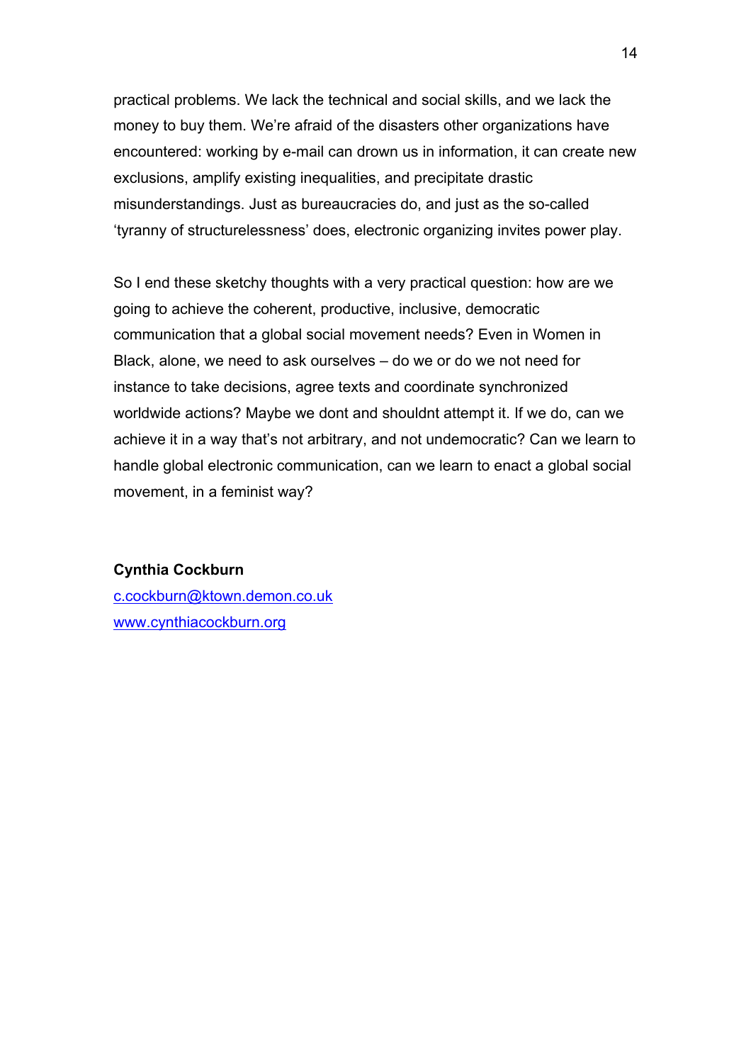practical problems. We lack the technical and social skills, and we lack the money to buy them. We're afraid of the disasters other organizations have encountered: working by e-mail can drown us in information, it can create new exclusions, amplify existing inequalities, and precipitate drastic misunderstandings. Just as bureaucracies do, and just as the so-called 'tyranny of structurelessness' does, electronic organizing invites power play.

So I end these sketchy thoughts with a very practical question: how are we going to achieve the coherent, productive, inclusive, democratic communication that a global social movement needs? Even in Women in Black, alone, we need to ask ourselves – do we or do we not need for instance to take decisions, agree texts and coordinate synchronized worldwide actions? Maybe we dont and shouldnt attempt it. If we do, can we achieve it in a way that's not arbitrary, and not undemocratic? Can we learn to handle global electronic communication, can we learn to enact a global social movement, in a feminist way?

**Cynthia Cockburn**
c.cockburn@ktown.demon.co.uk
www.cynthiacockburn.org